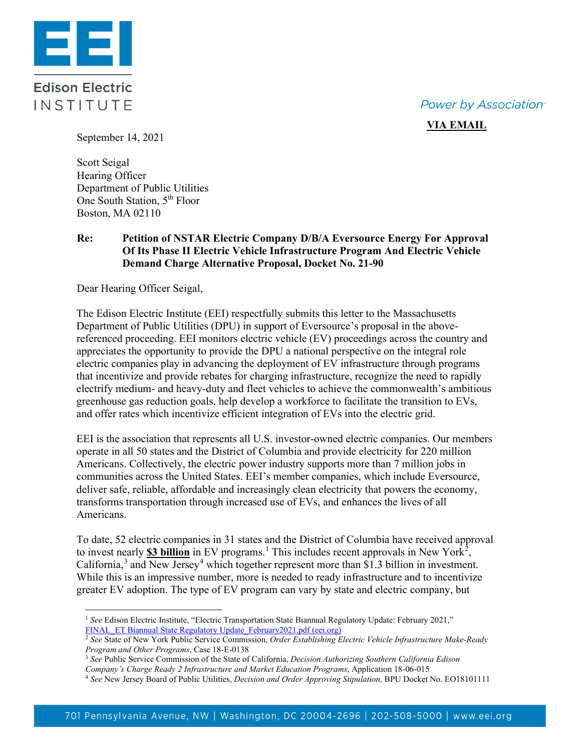**Edison Electric INSTITUTE**

*Power by Association*

**VIA EMAIL**

September 14, 2021

Scott Seigal
Hearing Officer
Department of Public Utilities
One South Station, 5th Floor
Boston, MA 02110

**Re: Petition of NSTAR Electric Company D/B/A Eversource Energy For Approval Of Its Phase II Electric Vehicle Infrastructure Program And Electric Vehicle Demand Charge Alternative Proposal, Docket No. 21-90**

Dear Hearing Officer Seigal,

The Edison Electric Institute (EEI) respectfully submits this letter to the Massachusetts Department of Public Utilities (DPU) in support of Eversource's proposal in the above-referenced proceeding. EEI monitors electric vehicle (EV) proceedings across the country and appreciates the opportunity to provide the DPU a national perspective on the integral role electric companies play in advancing the deployment of EV infrastructure through programs that incentivize and provide rebates for charging infrastructure, recognize the need to rapidly electrify medium- and heavy-duty and fleet vehicles to achieve the commonwealth's ambitious greenhouse gas reduction goals, help develop a workforce to facilitate the transition to EVs, and offer rates which incentivize efficient integration of EVs into the electric grid.

EEI is the association that represents all U.S. investor-owned electric companies. Our members operate in all 50 states and the District of Columbia and provide electricity for 220 million Americans. Collectively, the electric power industry supports more than 7 million jobs in communities across the United States. EEI's member companies, which include Eversource, deliver safe, reliable, affordable and increasingly clean electricity that powers the economy, transforms transportation through increased use of EVs, and enhances the lives of all Americans.

To date, 52 electric companies in 31 states and the District of Columbia have received approval to invest nearly **<u>$3 billion</u>** in EV programs.[1] This includes recent approvals in New York[2], California,[3] and New Jersey[4] which together represent more than $1.3 billion in investment. While this is an impressive number, more is needed to ready infrastructure and to incentivize greater EV adoption. The type of EV program can vary by state and electric company, but

---

[1] *See* Edison Electric Institute, "Electric Transportation State Biannual Regulatory Update: February 2021," FINAL_ET Biannual State Regulatory Update_February2021.pdf (eei.org)

[2] *See* State of New York Public Service Commission, *Order Establishing Electric Vehicle Infrastructure Make-Ready Program and Other Programs*, Case 18-E-0138

[3] *See* Public Service Commission of the State of California, *Decision Authorizing Southern California Edison Company's Charge Ready 2 Infrastructure and Market Education Programs*, Application 18-06-015

[4] *See* New Jersey Board of Public Utilities, *Decision and Order Approving Stipulation,* BPU Docket No. EO18101111

701 Pennsylvania Avenue, NW | Washington, DC 20004-2696 | 202-508-5000 | www.eei.org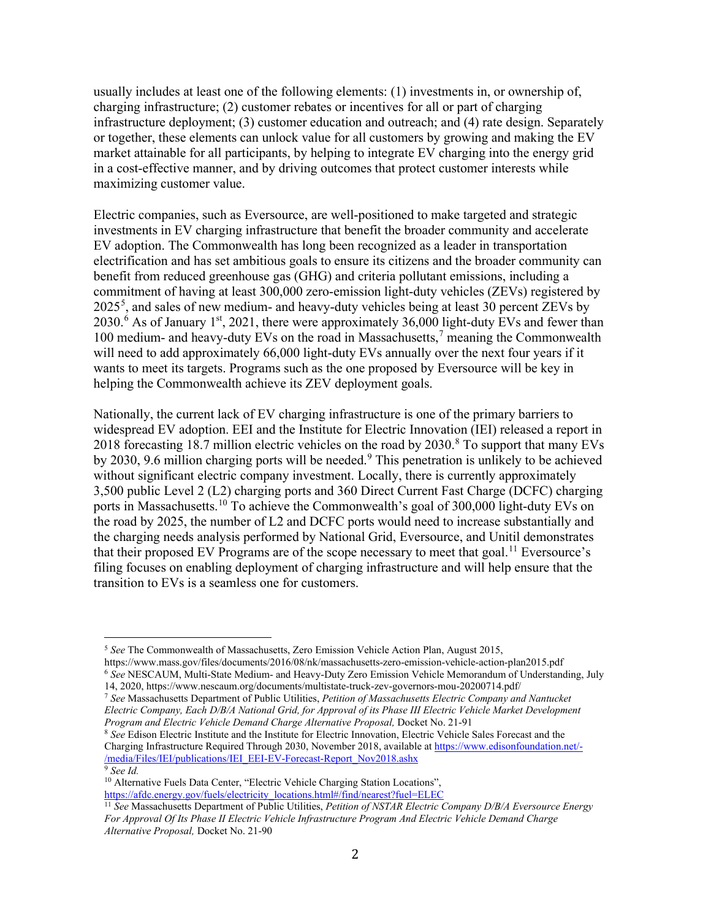usually includes at least one of the following elements: (1) investments in, or ownership of, charging infrastructure; (2) customer rebates or incentives for all or part of charging infrastructure deployment; (3) customer education and outreach; and (4) rate design. Separately or together, these elements can unlock value for all customers by growing and making the EV market attainable for all participants, by helping to integrate EV charging into the energy grid in a cost-effective manner, and by driving outcomes that protect customer interests while maximizing customer value.

Electric companies, such as Eversource, are well-positioned to make targeted and strategic investments in EV charging infrastructure that benefit the broader community and accelerate EV adoption. The Commonwealth has long been recognized as a leader in transportation electrification and has set ambitious goals to ensure its citizens and the broader community can benefit from reduced greenhouse gas (GHG) and criteria pollutant emissions, including a commitment of having at least 300,000 zero-emission light-duty vehicles (ZEVs) registered by 2025[5], and sales of new medium- and heavy-duty vehicles being at least 30 percent ZEVs by 2030.[6] As of January 1st, 2021, there were approximately 36,000 light-duty EVs and fewer than 100 medium- and heavy-duty EVs on the road in Massachusetts,[7] meaning the Commonwealth will need to add approximately 66,000 light-duty EVs annually over the next four years if it wants to meet its targets. Programs such as the one proposed by Eversource will be key in helping the Commonwealth achieve its ZEV deployment goals.

Nationally, the current lack of EV charging infrastructure is one of the primary barriers to widespread EV adoption. EEI and the Institute for Electric Innovation (IEI) released a report in 2018 forecasting 18.7 million electric vehicles on the road by 2030.[8] To support that many EVs by 2030, 9.6 million charging ports will be needed.[9] This penetration is unlikely to be achieved without significant electric company investment. Locally, there is currently approximately 3,500 public Level 2 (L2) charging ports and 360 Direct Current Fast Charge (DCFC) charging ports in Massachusetts.[10] To achieve the Commonwealth's goal of 300,000 light-duty EVs on the road by 2025, the number of L2 and DCFC ports would need to increase substantially and the charging needs analysis performed by National Grid, Eversource, and Unitil demonstrates that their proposed EV Programs are of the scope necessary to meet that goal.[11] Eversource's filing focuses on enabling deployment of charging infrastructure and will help ensure that the transition to EVs is a seamless one for customers.

---

[5] *See* The Commonwealth of Massachusetts, Zero Emission Vehicle Action Plan, August 2015, https://www.mass.gov/files/documents/2016/08/nk/massachusetts-zero-emission-vehicle-action-plan2015.pdf

[6] *See* NESCAUM, Multi-State Medium- and Heavy-Duty Zero Emission Vehicle Memorandum of Understanding, July 14, 2020, https://www.nescaum.org/documents/multistate-truck-zev-governors-mou-20200714.pdf/

[7] *See* Massachusetts Department of Public Utilities, *Petition of Massachusetts Electric Company and Nantucket Electric Company, Each D/B/A National Grid, for Approval of its Phase III Electric Vehicle Market Development Program and Electric Vehicle Demand Charge Alternative Proposal,* Docket No. 21-91

[8] *See* Edison Electric Institute and the Institute for Electric Innovation, Electric Vehicle Sales Forecast and the Charging Infrastructure Required Through 2030, November 2018, available at https://www.edisonfoundation.net/-/media/Files/IEI/publications/IEI_EEI-EV-Forecast-Report_Nov2018.ashx

[9] *See Id.*

[10] Alternative Fuels Data Center, "Electric Vehicle Charging Station Locations", https://afdc.energy.gov/fuels/electricity_locations.html#/find/nearest?fuel=ELEC

[11] *See* Massachusetts Department of Public Utilities, *Petition of NSTAR Electric Company D/B/A Eversource Energy For Approval Of Its Phase II Electric Vehicle Infrastructure Program And Electric Vehicle Demand Charge Alternative Proposal,* Docket No. 21-90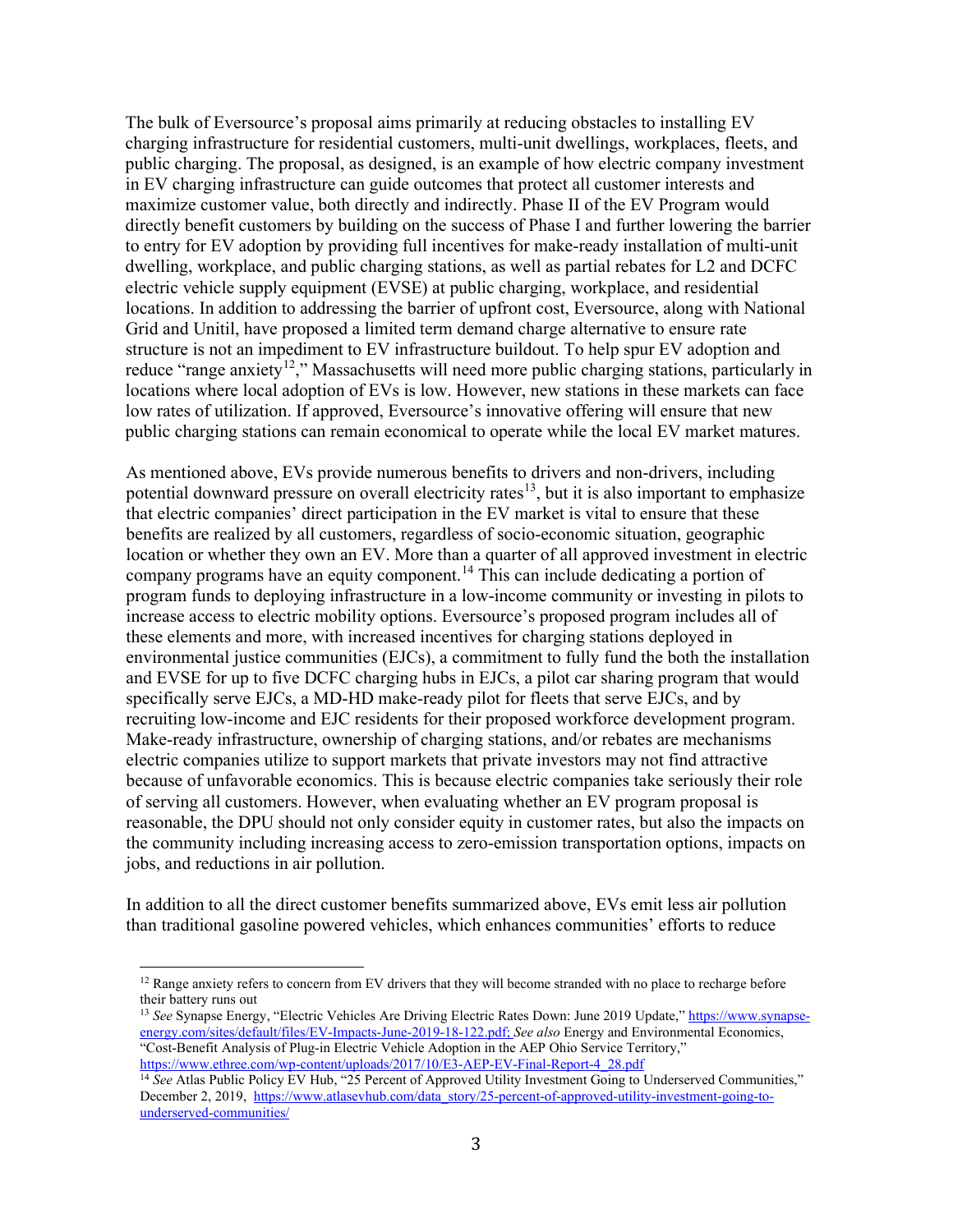The bulk of Eversource's proposal aims primarily at reducing obstacles to installing EV charging infrastructure for residential customers, multi-unit dwellings, workplaces, fleets, and public charging. The proposal, as designed, is an example of how electric company investment in EV charging infrastructure can guide outcomes that protect all customer interests and maximize customer value, both directly and indirectly. Phase II of the EV Program would directly benefit customers by building on the success of Phase I and further lowering the barrier to entry for EV adoption by providing full incentives for make-ready installation of multi-unit dwelling, workplace, and public charging stations, as well as partial rebates for L2 and DCFC electric vehicle supply equipment (EVSE) at public charging, workplace, and residential locations. In addition to addressing the barrier of upfront cost, Eversource, along with National Grid and Unitil, have proposed a limited term demand charge alternative to ensure rate structure is not an impediment to EV infrastructure buildout. To help spur EV adoption and reduce "range anxiety[12]," Massachusetts will need more public charging stations, particularly in locations where local adoption of EVs is low. However, new stations in these markets can face low rates of utilization. If approved, Eversource's innovative offering will ensure that new public charging stations can remain economical to operate while the local EV market matures.

As mentioned above, EVs provide numerous benefits to drivers and non-drivers, including potential downward pressure on overall electricity rates[13], but it is also important to emphasize that electric companies' direct participation in the EV market is vital to ensure that these benefits are realized by all customers, regardless of socio-economic situation, geographic location or whether they own an EV. More than a quarter of all approved investment in electric company programs have an equity component.[14] This can include dedicating a portion of program funds to deploying infrastructure in a low-income community or investing in pilots to increase access to electric mobility options. Eversource's proposed program includes all of these elements and more, with increased incentives for charging stations deployed in environmental justice communities (EJCs), a commitment to fully fund the both the installation and EVSE for up to five DCFC charging hubs in EJCs, a pilot car sharing program that would specifically serve EJCs, a MD-HD make-ready pilot for fleets that serve EJCs, and by recruiting low-income and EJC residents for their proposed workforce development program. Make-ready infrastructure, ownership of charging stations, and/or rebates are mechanisms electric companies utilize to support markets that private investors may not find attractive because of unfavorable economics. This is because electric companies take seriously their role of serving all customers. However, when evaluating whether an EV program proposal is reasonable, the DPU should not only consider equity in customer rates, but also the impacts on the community including increasing access to zero-emission transportation options, impacts on jobs, and reductions in air pollution.

In addition to all the direct customer benefits summarized above, EVs emit less air pollution than traditional gasoline powered vehicles, which enhances communities' efforts to reduce

---

[12] Range anxiety refers to concern from EV drivers that they will become stranded with no place to recharge before their battery runs out

[13] *See* Synapse Energy, "Electric Vehicles Are Driving Electric Rates Down: June 2019 Update," https://www.synapse-energy.com/sites/default/files/EV-Impacts-June-2019-18-122.pdf; *See also* Energy and Environmental Economics, "Cost-Benefit Analysis of Plug-in Electric Vehicle Adoption in the AEP Ohio Service Territory," https://www.ethree.com/wp-content/uploads/2017/10/E3-AEP-EV-Final-Report-4_28.pdf

[14] *See* Atlas Public Policy EV Hub, "25 Percent of Approved Utility Investment Going to Underserved Communities," December 2, 2019, https://www.atlasevhub.com/data_story/25-percent-of-approved-utility-investment-going-to-underserved-communities/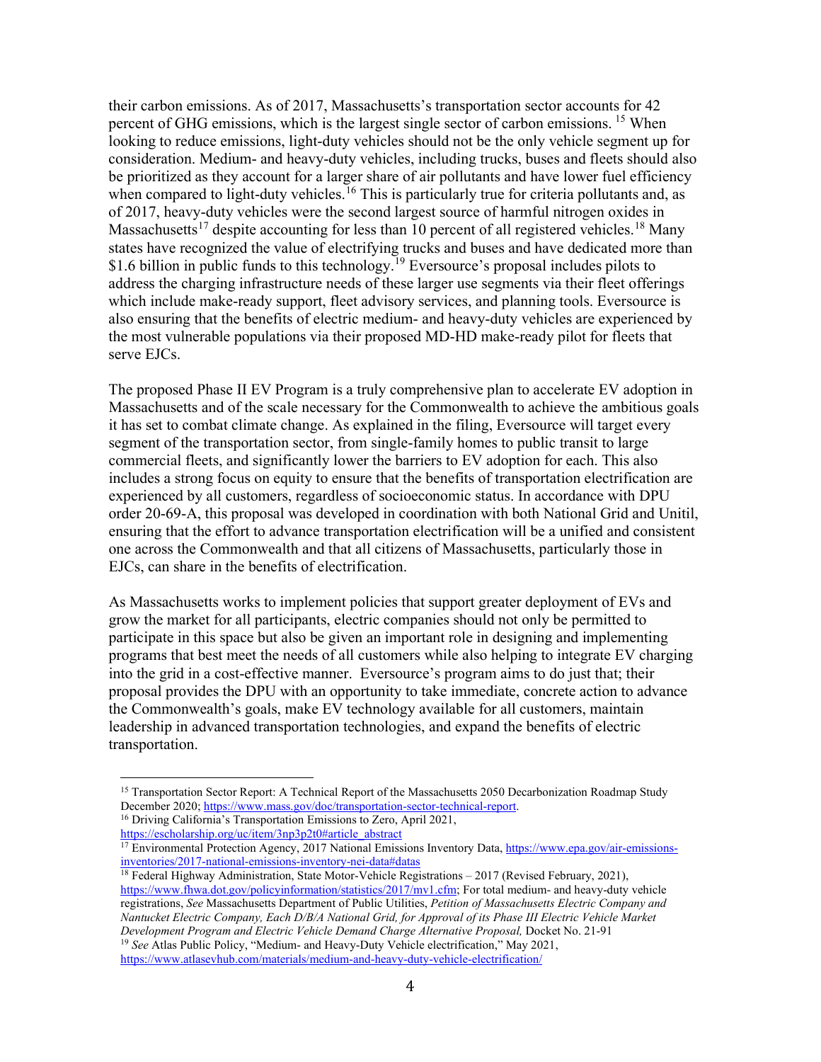their carbon emissions. As of 2017, Massachusetts's transportation sector accounts for 42 percent of GHG emissions, which is the largest single sector of carbon emissions. [15] When looking to reduce emissions, light-duty vehicles should not be the only vehicle segment up for consideration. Medium- and heavy-duty vehicles, including trucks, buses and fleets should also be prioritized as they account for a larger share of air pollutants and have lower fuel efficiency when compared to light-duty vehicles.[16] This is particularly true for criteria pollutants and, as of 2017, heavy-duty vehicles were the second largest source of harmful nitrogen oxides in Massachusetts[17] despite accounting for less than 10 percent of all registered vehicles.[18] Many states have recognized the value of electrifying trucks and buses and have dedicated more than $1.6 billion in public funds to this technology.[19] Eversource's proposal includes pilots to address the charging infrastructure needs of these larger use segments via their fleet offerings which include make-ready support, fleet advisory services, and planning tools. Eversource is also ensuring that the benefits of electric medium- and heavy-duty vehicles are experienced by the most vulnerable populations via their proposed MD-HD make-ready pilot for fleets that serve EJCs.

The proposed Phase II EV Program is a truly comprehensive plan to accelerate EV adoption in Massachusetts and of the scale necessary for the Commonwealth to achieve the ambitious goals it has set to combat climate change. As explained in the filing, Eversource will target every segment of the transportation sector, from single-family homes to public transit to large commercial fleets, and significantly lower the barriers to EV adoption for each. This also includes a strong focus on equity to ensure that the benefits of transportation electrification are experienced by all customers, regardless of socioeconomic status. In accordance with DPU order 20-69-A, this proposal was developed in coordination with both National Grid and Unitil, ensuring that the effort to advance transportation electrification will be a unified and consistent one across the Commonwealth and that all citizens of Massachusetts, particularly those in EJCs, can share in the benefits of electrification.

As Massachusetts works to implement policies that support greater deployment of EVs and grow the market for all participants, electric companies should not only be permitted to participate in this space but also be given an important role in designing and implementing programs that best meet the needs of all customers while also helping to integrate EV charging into the grid in a cost-effective manner. Eversource's program aims to do just that; their proposal provides the DPU with an opportunity to take immediate, concrete action to advance the Commonwealth's goals, make EV technology available for all customers, maintain leadership in advanced transportation technologies, and expand the benefits of electric transportation.

---

[15] Transportation Sector Report: A Technical Report of the Massachusetts 2050 Decarbonization Roadmap Study December 2020; https://www.mass.gov/doc/transportation-sector-technical-report.

[16] Driving California's Transportation Emissions to Zero, April 2021, https://escholarship.org/uc/item/3np3p2t0#article_abstract

[17] Environmental Protection Agency, 2017 National Emissions Inventory Data, https://www.epa.gov/air-emissions-inventories/2017-national-emissions-inventory-nei-data#datas

[18] Federal Highway Administration, State Motor-Vehicle Registrations – 2017 (Revised February, 2021), https://www.fhwa.dot.gov/policyinformation/statistics/2017/mv1.cfm; For total medium- and heavy-duty vehicle registrations, *See* Massachusetts Department of Public Utilities, *Petition of Massachusetts Electric Company and Nantucket Electric Company, Each D/B/A National Grid, for Approval of its Phase III Electric Vehicle Market Development Program and Electric Vehicle Demand Charge Alternative Proposal,* Docket No. 21-91

[19] *See* Atlas Public Policy, "Medium- and Heavy-Duty Vehicle electrification," May 2021, https://www.atlasevhub.com/materials/medium-and-heavy-duty-vehicle-electrification/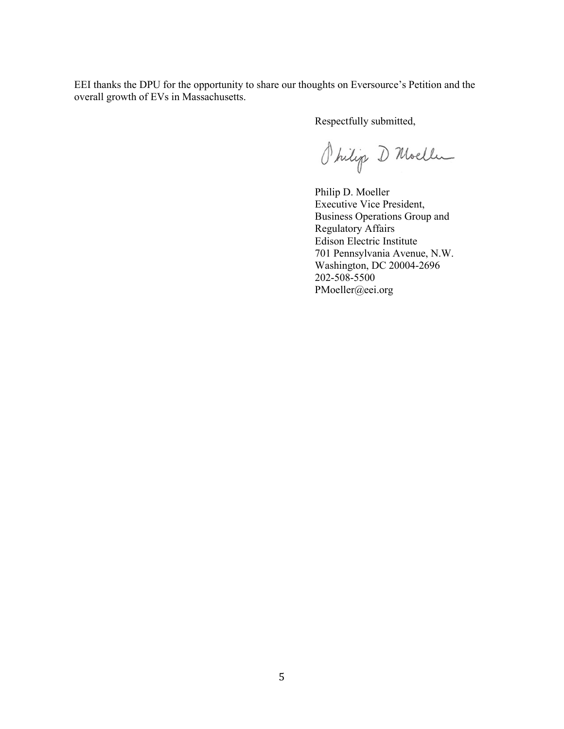EEI thanks the DPU for the opportunity to share our thoughts on Eversource's Petition and the overall growth of EVs in Massachusetts.

Respectfully submitted,

Philip D. Moeller
Executive Vice President,
Business Operations Group and
Regulatory Affairs
Edison Electric Institute
701 Pennsylvania Avenue, N.W.
Washington, DC 20004-2696
202-508-5500
PMoeller@eei.org